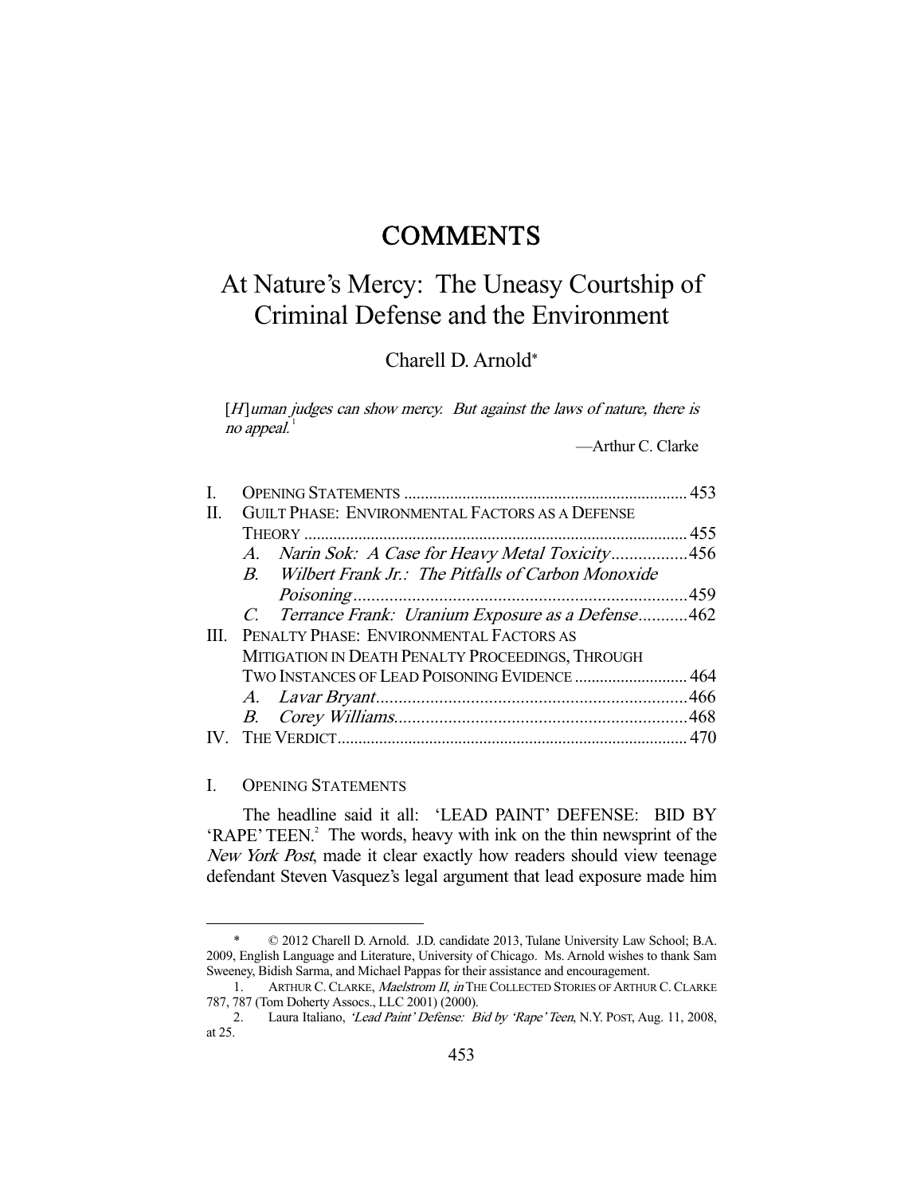# COMMENTS

## At Nature's Mercy: The Uneasy Courtship of Criminal Defense and the Environment

Charell D. Arnold*

> *[H]uman judges can show mercy. But against the laws of nature, there is no appeal.*[1]
>
> —Arthur C. Clarke

| | | |
|---|---|---|
| I. | OPENING STATEMENTS | 453 |
| II. | GUILT PHASE: ENVIRONMENTAL FACTORS AS A DEFENSE THEORY | 455 |
| | A. *Narin Sok: A Case for Heavy Metal Toxicity* | 456 |
| | B. *Wilbert Frank Jr.: The Pitfalls of Carbon Monoxide Poisoning* | 459 |
| | C. *Terrance Frank: Uranium Exposure as a Defense* | 462 |
| III. | PENALTY PHASE: ENVIRONMENTAL FACTORS AS MITIGATION IN DEATH PENALTY PROCEEDINGS, THROUGH TWO INSTANCES OF LEAD POISONING EVIDENCE | 464 |
| | A. *Lavar Bryant* | 466 |
| | B. *Corey Williams* | 468 |
| IV. | THE VERDICT | 470 |

### I. OPENING STATEMENTS

The headline said it all: 'LEAD PAINT' DEFENSE: BID BY 'RAPE' TEEN.[2] The words, heavy with ink on the thin newsprint of the *New York Post*, made it clear exactly how readers should view teenage defendant Steven Vasquez's legal argument that lead exposure made him

---

\* © 2012 Charell D. Arnold. J.D. candidate 2013, Tulane University Law School; B.A. 2009, English Language and Literature, University of Chicago. Ms. Arnold wishes to thank Sam Sweeney, Bidish Sarma, and Michael Pappas for their assistance and encouragement.

1. ARTHUR C. CLARKE, *Maelstrom II*, *in* THE COLLECTED STORIES OF ARTHUR C. CLARKE 787, 787 (Tom Doherty Assocs., LLC 2001) (2000).

2. Laura Italiano, *'Lead Paint' Defense: Bid by 'Rape' Teen*, N.Y. POST, Aug. 11, 2008, at 25.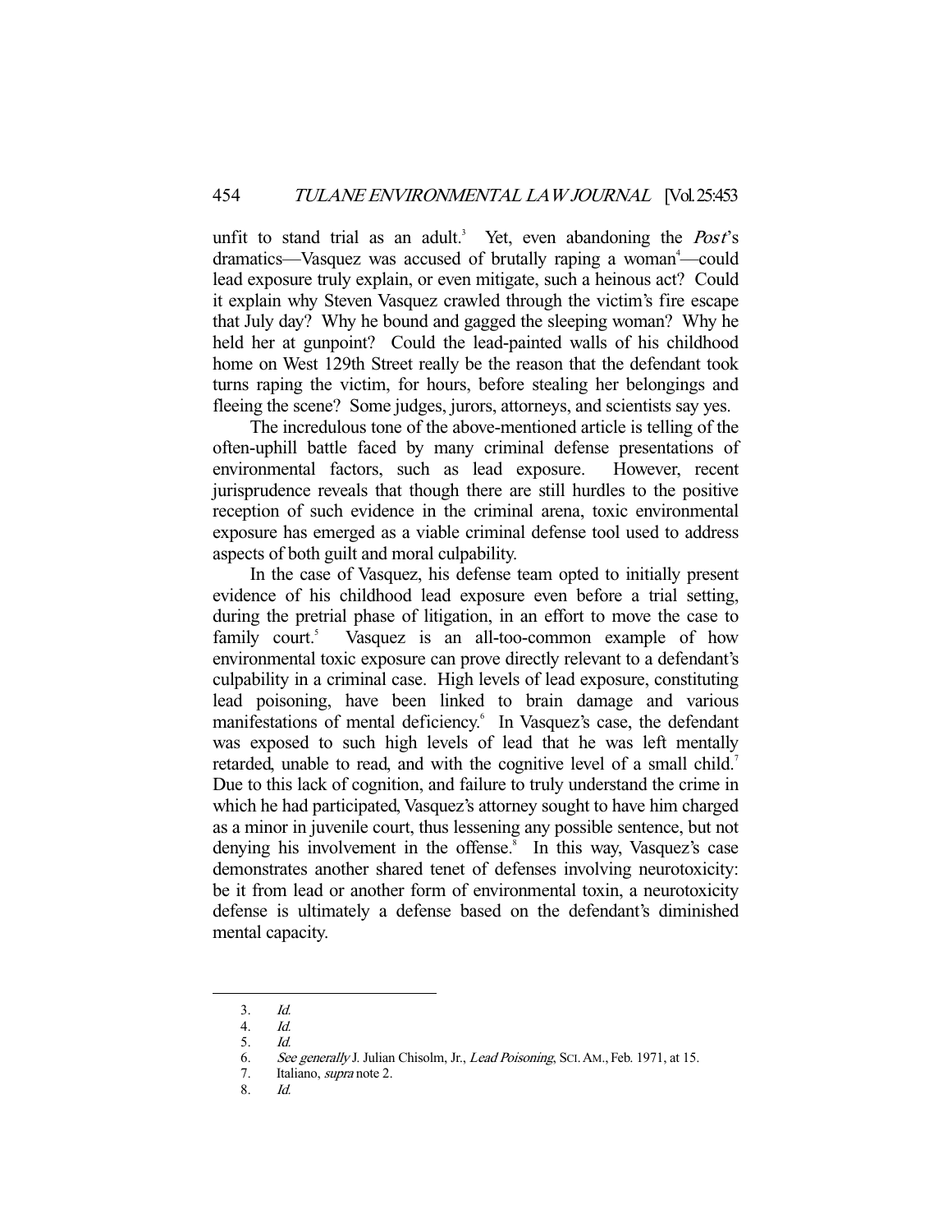unfit to stand trial as an adult.[3] Yet, even abandoning the *Post*'s dramatics—Vasquez was accused of brutally raping a woman[4]—could lead exposure truly explain, or even mitigate, such a heinous act? Could it explain why Steven Vasquez crawled through the victim's fire escape that July day? Why he bound and gagged the sleeping woman? Why he held her at gunpoint? Could the lead-painted walls of his childhood home on West 129th Street really be the reason that the defendant took turns raping the victim, for hours, before stealing her belongings and fleeing the scene? Some judges, jurors, attorneys, and scientists say yes.

The incredulous tone of the above-mentioned article is telling of the often-uphill battle faced by many criminal defense presentations of environmental factors, such as lead exposure. However, recent jurisprudence reveals that though there are still hurdles to the positive reception of such evidence in the criminal arena, toxic environmental exposure has emerged as a viable criminal defense tool used to address aspects of both guilt and moral culpability.

In the case of Vasquez, his defense team opted to initially present evidence of his childhood lead exposure even before a trial setting, during the pretrial phase of litigation, in an effort to move the case to family court.[5] Vasquez is an all-too-common example of how environmental toxic exposure can prove directly relevant to a defendant's culpability in a criminal case. High levels of lead exposure, constituting lead poisoning, have been linked to brain damage and various manifestations of mental deficiency.[6] In Vasquez's case, the defendant was exposed to such high levels of lead that he was left mentally retarded, unable to read, and with the cognitive level of a small child.[7] Due to this lack of cognition, and failure to truly understand the crime in which he had participated, Vasquez's attorney sought to have him charged as a minor in juvenile court, thus lessening any possible sentence, but not denying his involvement in the offense.[8] In this way, Vasquez's case demonstrates another shared tenet of defenses involving neurotoxicity: be it from lead or another form of environmental toxin, a neurotoxicity defense is ultimately a defense based on the defendant's diminished mental capacity.

---

3. *Id.*
4. *Id.*
5. *Id.*
6. *See generally* J. Julian Chisolm, Jr., *Lead Poisoning*, SCI. AM., Feb. 1971, at 15.
7. Italiano, *supra* note 2.
8. *Id.*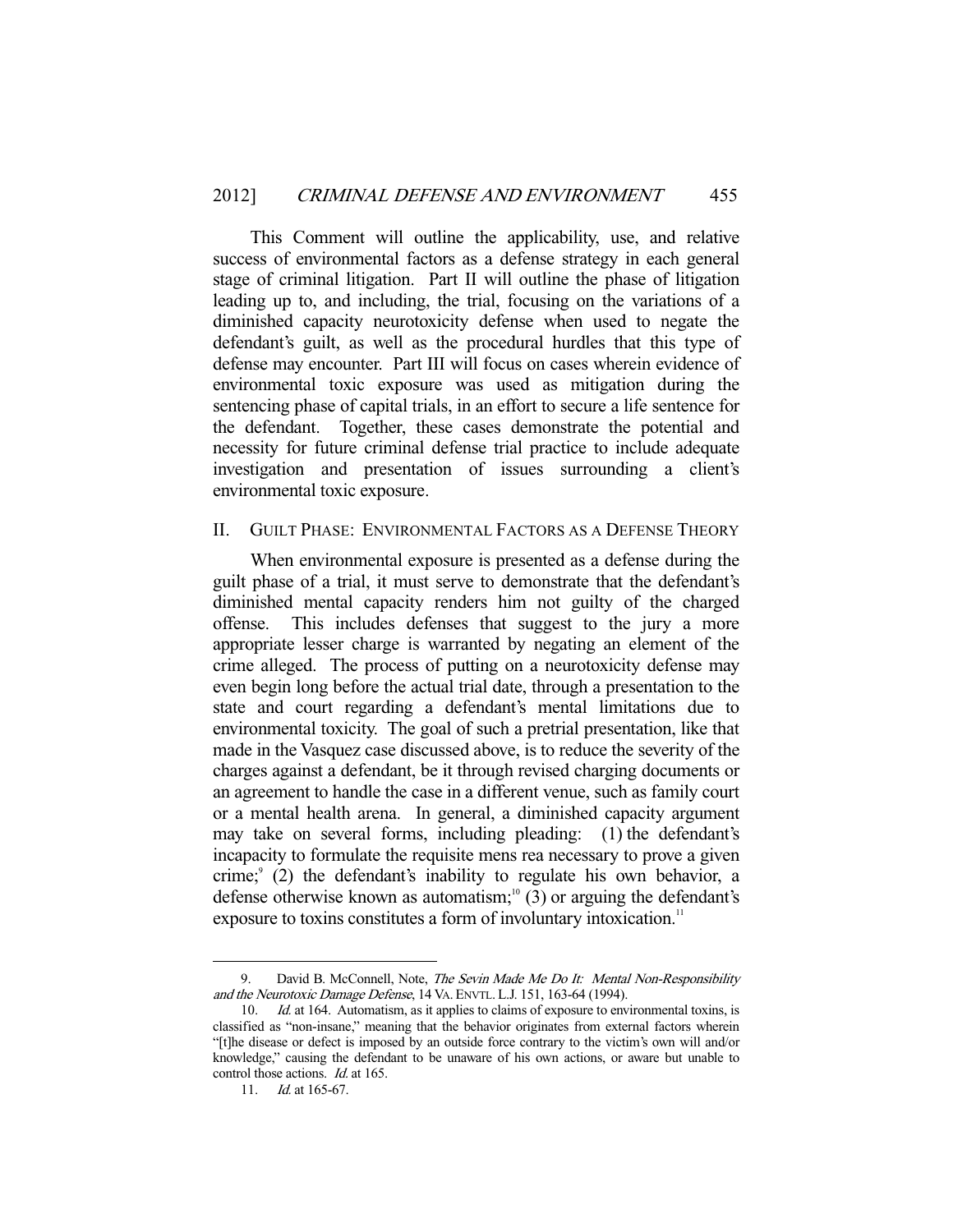This Comment will outline the applicability, use, and relative success of environmental factors as a defense strategy in each general stage of criminal litigation. Part II will outline the phase of litigation leading up to, and including, the trial, focusing on the variations of a diminished capacity neurotoxicity defense when used to negate the defendant's guilt, as well as the procedural hurdles that this type of defense may encounter. Part III will focus on cases wherein evidence of environmental toxic exposure was used as mitigation during the sentencing phase of capital trials, in an effort to secure a life sentence for the defendant. Together, these cases demonstrate the potential and necessity for future criminal defense trial practice to include adequate investigation and presentation of issues surrounding a client's environmental toxic exposure.

## II. Guilt Phase: Environmental Factors as a Defense Theory

When environmental exposure is presented as a defense during the guilt phase of a trial, it must serve to demonstrate that the defendant's diminished mental capacity renders him not guilty of the charged offense. This includes defenses that suggest to the jury a more appropriate lesser charge is warranted by negating an element of the crime alleged. The process of putting on a neurotoxicity defense may even begin long before the actual trial date, through a presentation to the state and court regarding a defendant's mental limitations due to environmental toxicity. The goal of such a pretrial presentation, like that made in the Vasquez case discussed above, is to reduce the severity of the charges against a defendant, be it through revised charging documents or an agreement to handle the case in a different venue, such as family court or a mental health arena. In general, a diminished capacity argument may take on several forms, including pleading: (1) the defendant's incapacity to formulate the requisite mens rea necessary to prove a given crime;[9] (2) the defendant's inability to regulate his own behavior, a defense otherwise known as automatism;[10] (3) or arguing the defendant's exposure to toxins constitutes a form of involuntary intoxication.[11]

---

9. David B. McConnell, Note, *The Sevin Made Me Do It: Mental Non-Responsibility and the Neurotoxic Damage Defense*, 14 VA. ENVTL. L.J. 151, 163-64 (1994).

10. *Id.* at 164. Automatism, as it applies to claims of exposure to environmental toxins, is classified as "non-insane," meaning that the behavior originates from external factors wherein "[t]he disease or defect is imposed by an outside force contrary to the victim's own will and/or knowledge," causing the defendant to be unaware of his own actions, or aware but unable to control those actions. *Id.* at 165.

11. *Id.* at 165-67.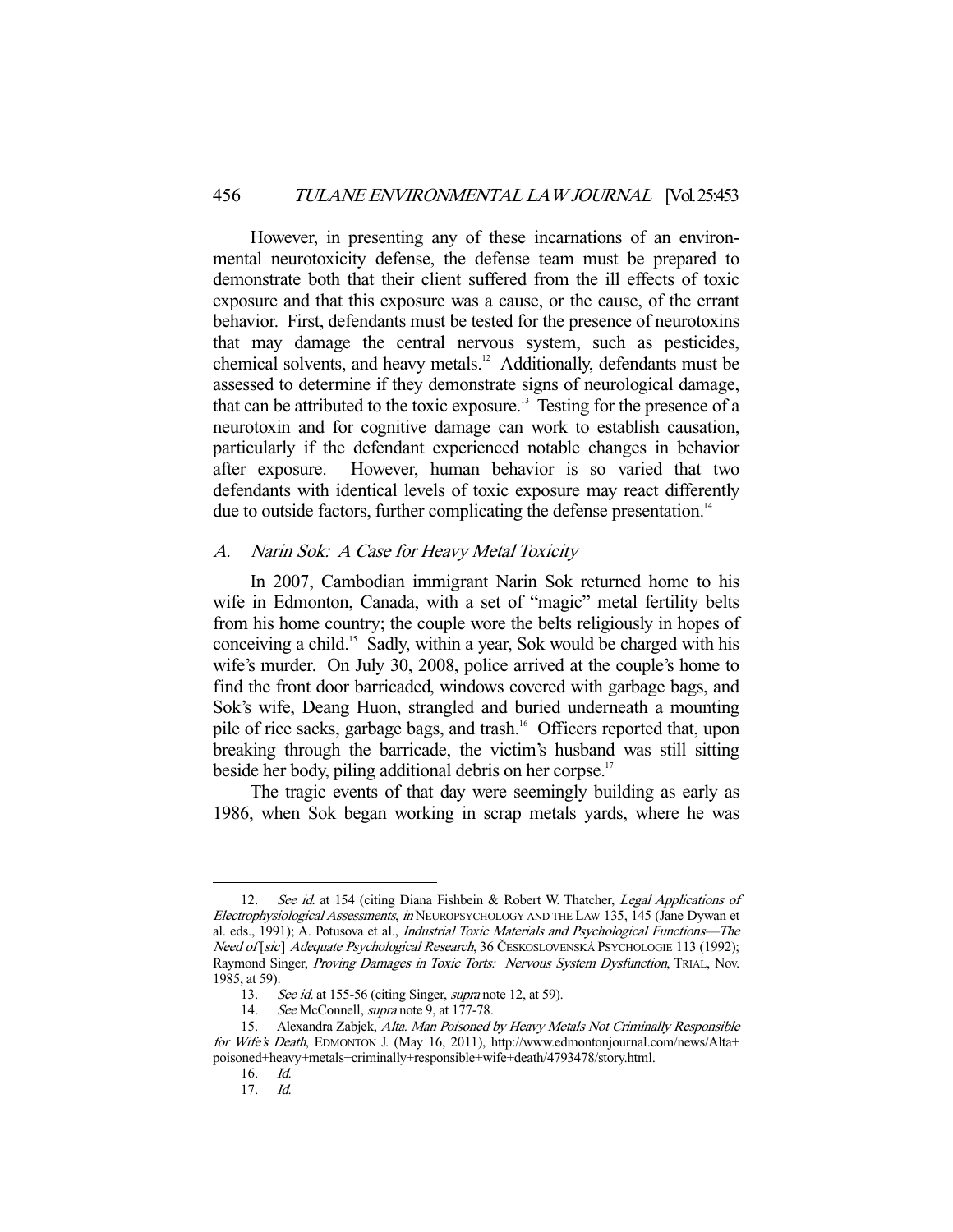However, in presenting any of these incarnations of an environmental neurotoxicity defense, the defense team must be prepared to demonstrate both that their client suffered from the ill effects of toxic exposure and that this exposure was a cause, or the cause, of the errant behavior. First, defendants must be tested for the presence of neurotoxins that may damage the central nervous system, such as pesticides, chemical solvents, and heavy metals.[12] Additionally, defendants must be assessed to determine if they demonstrate signs of neurological damage, that can be attributed to the toxic exposure.[13] Testing for the presence of a neurotoxin and for cognitive damage can work to establish causation, particularly if the defendant experienced notable changes in behavior after exposure. However, human behavior is so varied that two defendants with identical levels of toxic exposure may react differently due to outside factors, further complicating the defense presentation.[14]

### A. *Narin Sok: A Case for Heavy Metal Toxicity*

In 2007, Cambodian immigrant Narin Sok returned home to his wife in Edmonton, Canada, with a set of "magic" metal fertility belts from his home country; the couple wore the belts religiously in hopes of conceiving a child.[15] Sadly, within a year, Sok would be charged with his wife's murder. On July 30, 2008, police arrived at the couple's home to find the front door barricaded, windows covered with garbage bags, and Sok's wife, Deang Huon, strangled and buried underneath a mounting pile of rice sacks, garbage bags, and trash.[16] Officers reported that, upon breaking through the barricade, the victim's husband was still sitting beside her body, piling additional debris on her corpse.[17]

The tragic events of that day were seemingly building as early as 1986, when Sok began working in scrap metals yards, where he was

---

12. *See id.* at 154 (citing Diana Fishbein & Robert W. Thatcher, *Legal Applications of Electrophysiological Assessments*, *in* NEUROPSYCHOLOGY AND THE LAW 135, 145 (Jane Dywan et al. eds., 1991); A. Potusova et al., *Industrial Toxic Materials and Psychological Functions—The Need of* [*sic*] *Adequate Psychological Research*, 36 ČESKOSLOVENSKÁ PSYCHOLOGIE 113 (1992); Raymond Singer, *Proving Damages in Toxic Torts: Nervous System Dysfunction*, TRIAL, Nov. 1985, at 59).

13. *See id.* at 155-56 (citing Singer, *supra* note 12, at 59).

14. *See* McConnell, *supra* note 9, at 177-78.

15. Alexandra Zabjek, *Alta. Man Poisoned by Heavy Metals Not Criminally Responsible for Wife's Death*, EDMONTON J. (May 16, 2011), http://www.edmontonjournal.com/news/Alta+poisoned+heavy+metals+criminally+responsible+wife+death/4793478/story.html.

16. *Id.*

17. *Id.*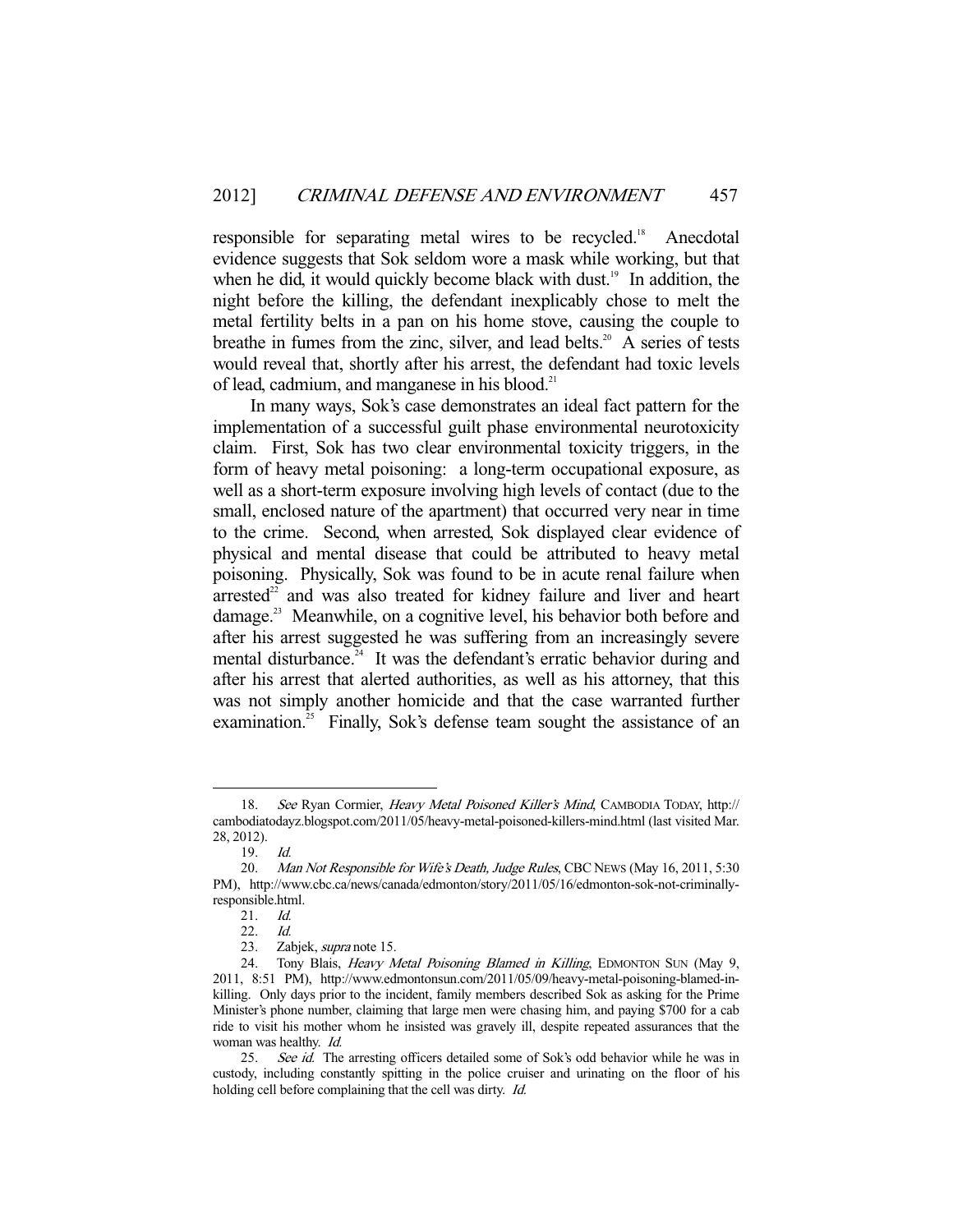responsible for separating metal wires to be recycled.[18] Anecdotal evidence suggests that Sok seldom wore a mask while working, but that when he did, it would quickly become black with dust.[19] In addition, the night before the killing, the defendant inexplicably chose to melt the metal fertility belts in a pan on his home stove, causing the couple to breathe in fumes from the zinc, silver, and lead belts.[20] A series of tests would reveal that, shortly after his arrest, the defendant had toxic levels of lead, cadmium, and manganese in his blood.[21]

In many ways, Sok's case demonstrates an ideal fact pattern for the implementation of a successful guilt phase environmental neurotoxicity claim. First, Sok has two clear environmental toxicity triggers, in the form of heavy metal poisoning: a long-term occupational exposure, as well as a short-term exposure involving high levels of contact (due to the small, enclosed nature of the apartment) that occurred very near in time to the crime. Second, when arrested, Sok displayed clear evidence of physical and mental disease that could be attributed to heavy metal poisoning. Physically, Sok was found to be in acute renal failure when arrested[22] and was also treated for kidney failure and liver and heart damage.[23] Meanwhile, on a cognitive level, his behavior both before and after his arrest suggested he was suffering from an increasingly severe mental disturbance.[24] It was the defendant's erratic behavior during and after his arrest that alerted authorities, as well as his attorney, that this was not simply another homicide and that the case warranted further examination.[25] Finally, Sok's defense team sought the assistance of an

---

18. *See* Ryan Cormier, *Heavy Metal Poisoned Killer's Mind*, CAMBODIA TODAY, http://cambodiatodayz.blogspot.com/2011/05/heavy-metal-poisoned-killers-mind.html (last visited Mar. 28, 2012).

19. *Id.*

20. *Man Not Responsible for Wife's Death, Judge Rules*, CBC NEWS (May 16, 2011, 5:30 PM), http://www.cbc.ca/news/canada/edmonton/story/2011/05/16/edmonton-sok-not-criminally-responsible.html.

21. *Id.*

22. *Id.*

23. Zabjek, *supra* note 15.

24. Tony Blais, *Heavy Metal Poisoning Blamed in Killing*, EDMONTON SUN (May 9, 2011, 8:51 PM), http://www.edmontonsun.com/2011/05/09/heavy-metal-poisoning-blamed-in-killing. Only days prior to the incident, family members described Sok as asking for the Prime Minister's phone number, claiming that large men were chasing him, and paying $700 for a cab ride to visit his mother whom he insisted was gravely ill, despite repeated assurances that the woman was healthy. *Id.*

25. *See id.* The arresting officers detailed some of Sok's odd behavior while he was in custody, including constantly spitting in the police cruiser and urinating on the floor of his holding cell before complaining that the cell was dirty. *Id.*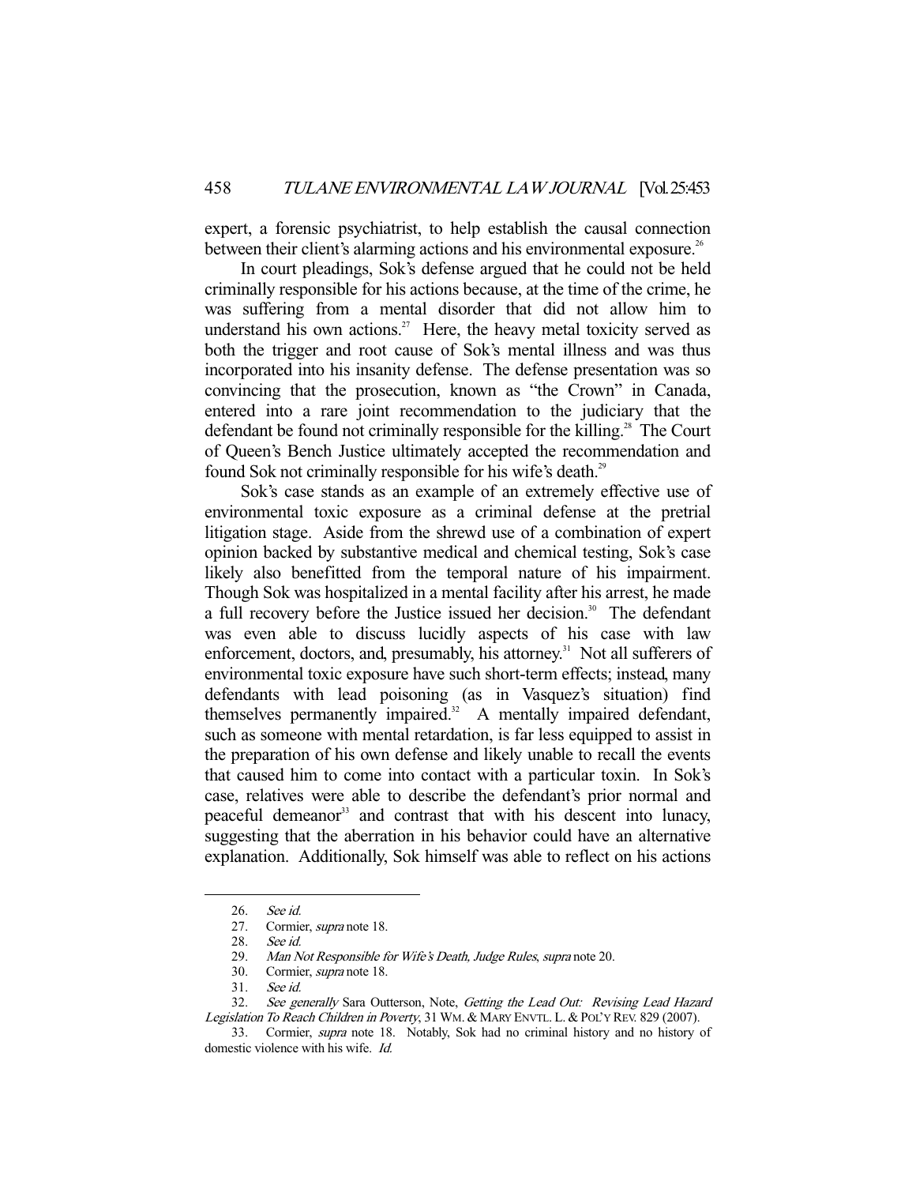expert, a forensic psychiatrist, to help establish the causal connection between their client's alarming actions and his environmental exposure.[26]

In court pleadings, Sok's defense argued that he could not be held criminally responsible for his actions because, at the time of the crime, he was suffering from a mental disorder that did not allow him to understand his own actions.[27] Here, the heavy metal toxicity served as both the trigger and root cause of Sok's mental illness and was thus incorporated into his insanity defense. The defense presentation was so convincing that the prosecution, known as "the Crown" in Canada, entered into a rare joint recommendation to the judiciary that the defendant be found not criminally responsible for the killing.[28] The Court of Queen's Bench Justice ultimately accepted the recommendation and found Sok not criminally responsible for his wife's death.[29]

Sok's case stands as an example of an extremely effective use of environmental toxic exposure as a criminal defense at the pretrial litigation stage. Aside from the shrewd use of a combination of expert opinion backed by substantive medical and chemical testing, Sok's case likely also benefitted from the temporal nature of his impairment. Though Sok was hospitalized in a mental facility after his arrest, he made a full recovery before the Justice issued her decision.[30] The defendant was even able to discuss lucidly aspects of his case with law enforcement, doctors, and, presumably, his attorney.[31] Not all sufferers of environmental toxic exposure have such short-term effects; instead, many defendants with lead poisoning (as in Vasquez's situation) find themselves permanently impaired.[32] A mentally impaired defendant, such as someone with mental retardation, is far less equipped to assist in the preparation of his own defense and likely unable to recall the events that caused him to come into contact with a particular toxin. In Sok's case, relatives were able to describe the defendant's prior normal and peaceful demeanor[33] and contrast that with his descent into lunacy, suggesting that the aberration in his behavior could have an alternative explanation. Additionally, Sok himself was able to reflect on his actions

---

26. *See id.*

27. Cormier, *supra* note 18.

28. *See id.*

29. *Man Not Responsible for Wife's Death, Judge Rules*, *supra* note 20.

30. Cormier, *supra* note 18.

31. *See id.*

32. *See generally* Sara Outterson, Note, *Getting the Lead Out: Revising Lead Hazard Legislation To Reach Children in Poverty*, 31 WM. & MARY ENVTL. L. & POL'Y REV. 829 (2007).

33. Cormier, *supra* note 18. Notably, Sok had no criminal history and no history of domestic violence with his wife. *Id.*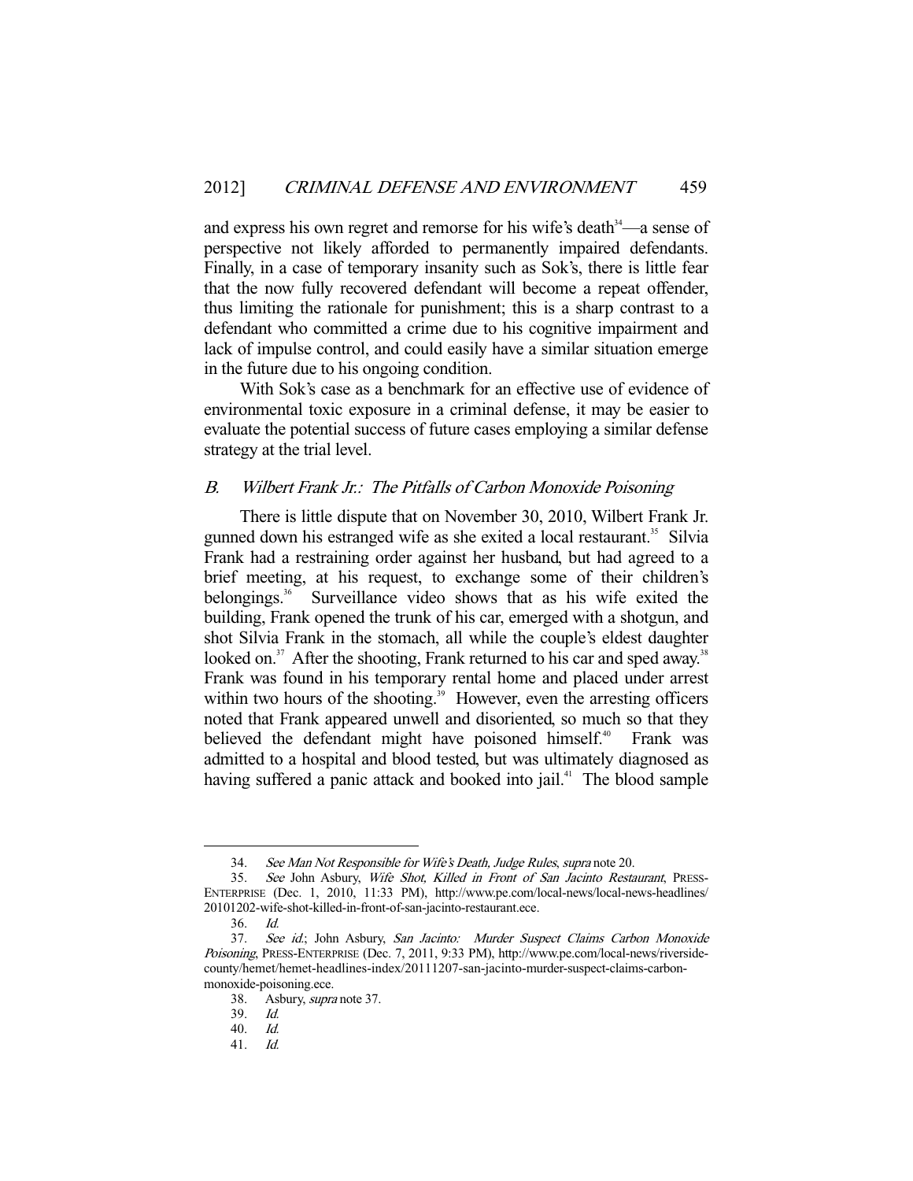and express his own regret and remorse for his wife's death[34]—a sense of perspective not likely afforded to permanently impaired defendants. Finally, in a case of temporary insanity such as Sok's, there is little fear that the now fully recovered defendant will become a repeat offender, thus limiting the rationale for punishment; this is a sharp contrast to a defendant who committed a crime due to his cognitive impairment and lack of impulse control, and could easily have a similar situation emerge in the future due to his ongoing condition.

With Sok's case as a benchmark for an effective use of evidence of environmental toxic exposure in a criminal defense, it may be easier to evaluate the potential success of future cases employing a similar defense strategy at the trial level.

### *B. Wilbert Frank Jr.: The Pitfalls of Carbon Monoxide Poisoning*

There is little dispute that on November 30, 2010, Wilbert Frank Jr. gunned down his estranged wife as she exited a local restaurant.[35] Silvia Frank had a restraining order against her husband, but had agreed to a brief meeting, at his request, to exchange some of their children's belongings.[36] Surveillance video shows that as his wife exited the building, Frank opened the trunk of his car, emerged with a shotgun, and shot Silvia Frank in the stomach, all while the couple's eldest daughter looked on.[37] After the shooting, Frank returned to his car and sped away.[38] Frank was found in his temporary rental home and placed under arrest within two hours of the shooting.[39] However, even the arresting officers noted that Frank appeared unwell and disoriented, so much so that they believed the defendant might have poisoned himself.[40] Frank was admitted to a hospital and blood tested, but was ultimately diagnosed as having suffered a panic attack and booked into jail.[41] The blood sample

---

34. *See Man Not Responsible for Wife's Death, Judge Rules*, *supra* note 20.

35. *See* John Asbury, *Wife Shot, Killed in Front of San Jacinto Restaurant*, PRESS-ENTERPRISE (Dec. 1, 2010, 11:33 PM), http://www.pe.com/local-news/local-news-headlines/20101202-wife-shot-killed-in-front-of-san-jacinto-restaurant.ece.

36. *Id.*

37. *See id.*; John Asbury, *San Jacinto: Murder Suspect Claims Carbon Monoxide Poisoning*, PRESS-ENTERPRISE (Dec. 7, 2011, 9:33 PM), http://www.pe.com/local-news/riverside-county/hemet/hemet-headlines-index/20111207-san-jacinto-murder-suspect-claims-carbon-monoxide-poisoning.ece.

38. Asbury, *supra* note 37.

39. *Id.*

40. *Id.*

41. *Id.*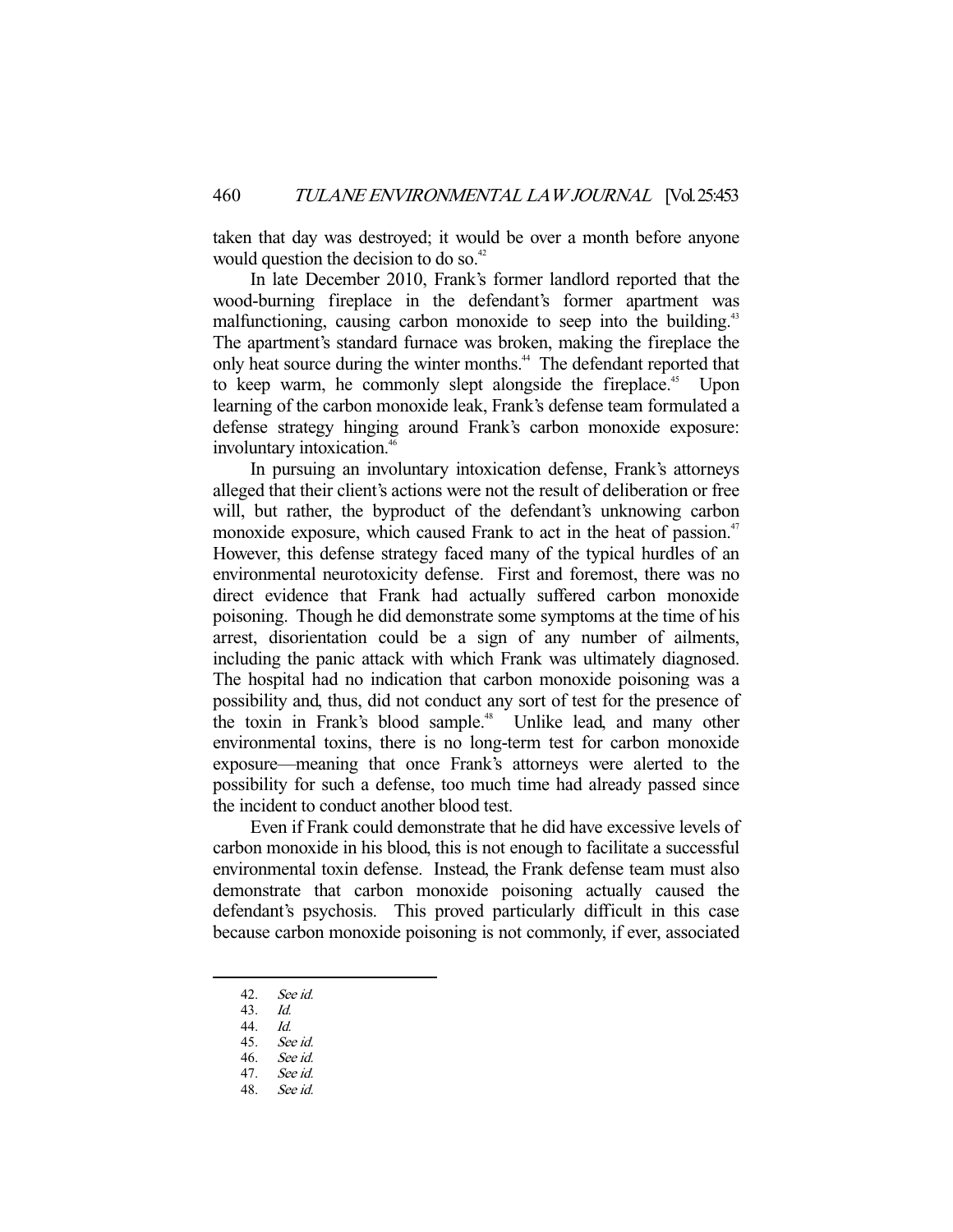taken that day was destroyed; it would be over a month before anyone would question the decision to do so.[42]

In late December 2010, Frank's former landlord reported that the wood-burning fireplace in the defendant's former apartment was malfunctioning, causing carbon monoxide to seep into the building.[43] The apartment's standard furnace was broken, making the fireplace the only heat source during the winter months.[44] The defendant reported that to keep warm, he commonly slept alongside the fireplace.[45] Upon learning of the carbon monoxide leak, Frank's defense team formulated a defense strategy hinging around Frank's carbon monoxide exposure: involuntary intoxication.[46]

In pursuing an involuntary intoxication defense, Frank's attorneys alleged that their client's actions were not the result of deliberation or free will, but rather, the byproduct of the defendant's unknowing carbon monoxide exposure, which caused Frank to act in the heat of passion.[47] However, this defense strategy faced many of the typical hurdles of an environmental neurotoxicity defense. First and foremost, there was no direct evidence that Frank had actually suffered carbon monoxide poisoning. Though he did demonstrate some symptoms at the time of his arrest, disorientation could be a sign of any number of ailments, including the panic attack with which Frank was ultimately diagnosed. The hospital had no indication that carbon monoxide poisoning was a possibility and, thus, did not conduct any sort of test for the presence of the toxin in Frank's blood sample.[48] Unlike lead, and many other environmental toxins, there is no long-term test for carbon monoxide exposure—meaning that once Frank's attorneys were alerted to the possibility for such a defense, too much time had already passed since the incident to conduct another blood test.

Even if Frank could demonstrate that he did have excessive levels of carbon monoxide in his blood, this is not enough to facilitate a successful environmental toxin defense. Instead, the Frank defense team must also demonstrate that carbon monoxide poisoning actually caused the defendant's psychosis. This proved particularly difficult in this case because carbon monoxide poisoning is not commonly, if ever, associated

42. *See id.*
43. *Id.*
44. *Id.*
45. *See id.*
46. *See id.*
47. *See id.*
48. *See id.*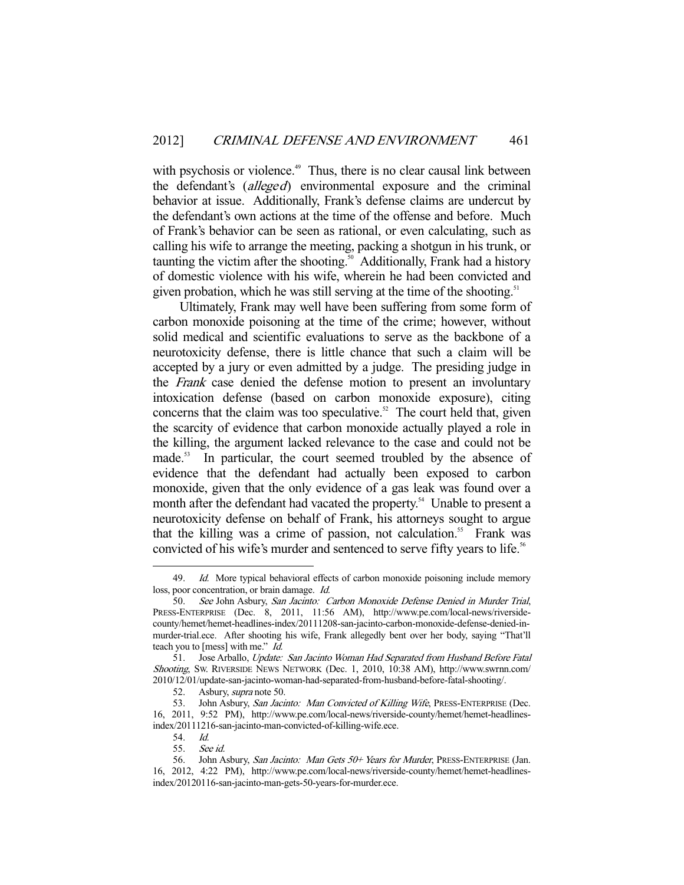with psychosis or violence.[49] Thus, there is no clear causal link between the defendant's (*alleged*) environmental exposure and the criminal behavior at issue. Additionally, Frank's defense claims are undercut by the defendant's own actions at the time of the offense and before. Much of Frank's behavior can be seen as rational, or even calculating, such as calling his wife to arrange the meeting, packing a shotgun in his trunk, or taunting the victim after the shooting.[50] Additionally, Frank had a history of domestic violence with his wife, wherein he had been convicted and given probation, which he was still serving at the time of the shooting.[51]

Ultimately, Frank may well have been suffering from some form of carbon monoxide poisoning at the time of the crime; however, without solid medical and scientific evaluations to serve as the backbone of a neurotoxicity defense, there is little chance that such a claim will be accepted by a jury or even admitted by a judge. The presiding judge in the *Frank* case denied the defense motion to present an involuntary intoxication defense (based on carbon monoxide exposure), citing concerns that the claim was too speculative.[52] The court held that, given the scarcity of evidence that carbon monoxide actually played a role in the killing, the argument lacked relevance to the case and could not be made.[53] In particular, the court seemed troubled by the absence of evidence that the defendant had actually been exposed to carbon monoxide, given that the only evidence of a gas leak was found over a month after the defendant had vacated the property.[54] Unable to present a neurotoxicity defense on behalf of Frank, his attorneys sought to argue that the killing was a crime of passion, not calculation.[55] Frank was convicted of his wife's murder and sentenced to serve fifty years to life.[56]

---

49. *Id.* More typical behavioral effects of carbon monoxide poisoning include memory loss, poor concentration, or brain damage. *Id.*

50. *See* John Asbury, *San Jacinto: Carbon Monoxide Defense Denied in Murder Trial*, PRESS-ENTERPRISE (Dec. 8, 2011, 11:56 AM), http://www.pe.com/local-news/riverside-county/hemet/hemet-headlines-index/20111208-san-jacinto-carbon-monoxide-defense-denied-in-murder-trial.ece. After shooting his wife, Frank allegedly bent over her body, saying "That'll teach you to [mess] with me." *Id.*

51. Jose Arballo, *Update: San Jacinto Woman Had Separated from Husband Before Fatal Shooting*, SW. RIVERSIDE NEWS NETWORK (Dec. 1, 2010, 10:38 AM), http://www.swrnn.com/2010/12/01/update-san-jacinto-woman-had-separated-from-husband-before-fatal-shooting/.

52. Asbury, *supra* note 50.

53. John Asbury, *San Jacinto: Man Convicted of Killing Wife*, PRESS-ENTERPRISE (Dec. 16, 2011, 9:52 PM), http://www.pe.com/local-news/riverside-county/hemet/hemet-headlines-index/20111216-san-jacinto-man-convicted-of-killing-wife.ece.

54. *Id.*

55. *See id.*

56. John Asbury, *San Jacinto: Man Gets 50+ Years for Murder*, PRESS-ENTERPRISE (Jan. 16, 2012, 4:22 PM), http://www.pe.com/local-news/riverside-county/hemet/hemet-headlines-index/20120116-san-jacinto-man-gets-50-years-for-murder.ece.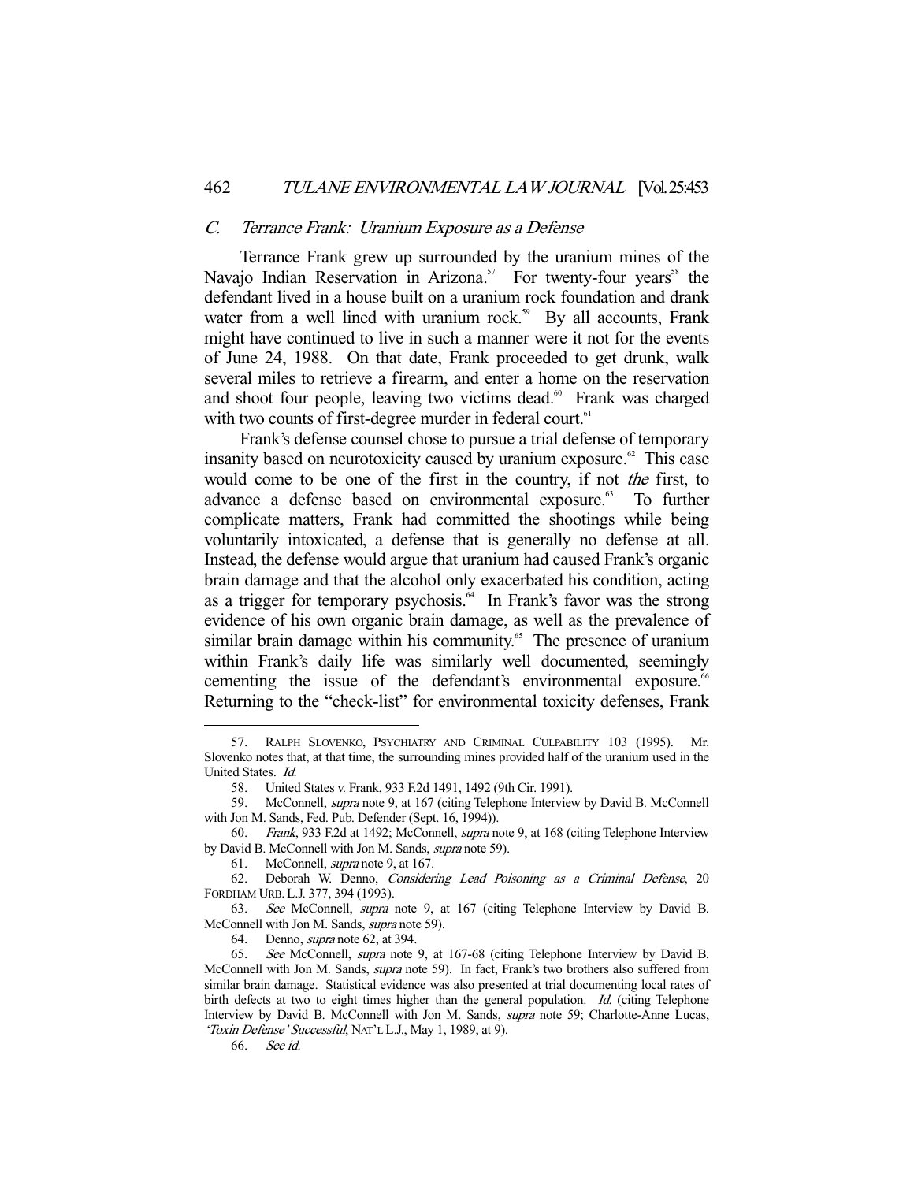### C. *Terrance Frank: Uranium Exposure as a Defense*

Terrance Frank grew up surrounded by the uranium mines of the Navajo Indian Reservation in Arizona.[57] For twenty-four years[58] the defendant lived in a house built on a uranium rock foundation and drank water from a well lined with uranium rock.[59] By all accounts, Frank might have continued to live in such a manner were it not for the events of June 24, 1988. On that date, Frank proceeded to get drunk, walk several miles to retrieve a firearm, and enter a home on the reservation and shoot four people, leaving two victims dead.[60] Frank was charged with two counts of first-degree murder in federal court.[61]

Frank's defense counsel chose to pursue a trial defense of temporary insanity based on neurotoxicity caused by uranium exposure.[62] This case would come to be one of the first in the country, if not *the* first, to advance a defense based on environmental exposure.[63] To further complicate matters, Frank had committed the shootings while being voluntarily intoxicated, a defense that is generally no defense at all. Instead, the defense would argue that uranium had caused Frank's organic brain damage and that the alcohol only exacerbated his condition, acting as a trigger for temporary psychosis.[64] In Frank's favor was the strong evidence of his own organic brain damage, as well as the prevalence of similar brain damage within his community.[65] The presence of uranium within Frank's daily life was similarly well documented, seemingly cementing the issue of the defendant's environmental exposure.[66] Returning to the "check-list" for environmental toxicity defenses, Frank

---

57. RALPH SLOVENKO, PSYCHIATRY AND CRIMINAL CULPABILITY 103 (1995). Mr. Slovenko notes that, at that time, the surrounding mines provided half of the uranium used in the United States. *Id.*

58. United States v. Frank, 933 F.2d 1491, 1492 (9th Cir. 1991).

59. McConnell, *supra* note 9, at 167 (citing Telephone Interview by David B. McConnell with Jon M. Sands, Fed. Pub. Defender (Sept. 16, 1994)).

60. *Frank*, 933 F.2d at 1492; McConnell, *supra* note 9, at 168 (citing Telephone Interview by David B. McConnell with Jon M. Sands, *supra* note 59).

61. McConnell, *supra* note 9, at 167.

62. Deborah W. Denno, *Considering Lead Poisoning as a Criminal Defense*, 20 FORDHAM URB. L.J. 377, 394 (1993).

63. *See* McConnell, *supra* note 9, at 167 (citing Telephone Interview by David B. McConnell with Jon M. Sands, *supra* note 59).

64. Denno, *supra* note 62, at 394.

65. *See* McConnell, *supra* note 9, at 167-68 (citing Telephone Interview by David B. McConnell with Jon M. Sands, *supra* note 59). In fact, Frank's two brothers also suffered from similar brain damage. Statistical evidence was also presented at trial documenting local rates of birth defects at two to eight times higher than the general population. *Id.* (citing Telephone Interview by David B. McConnell with Jon M. Sands, *supra* note 59; Charlotte-Anne Lucas, *'Toxin Defense' Successful*, NAT'L L.J., May 1, 1989, at 9).

66. *See id.*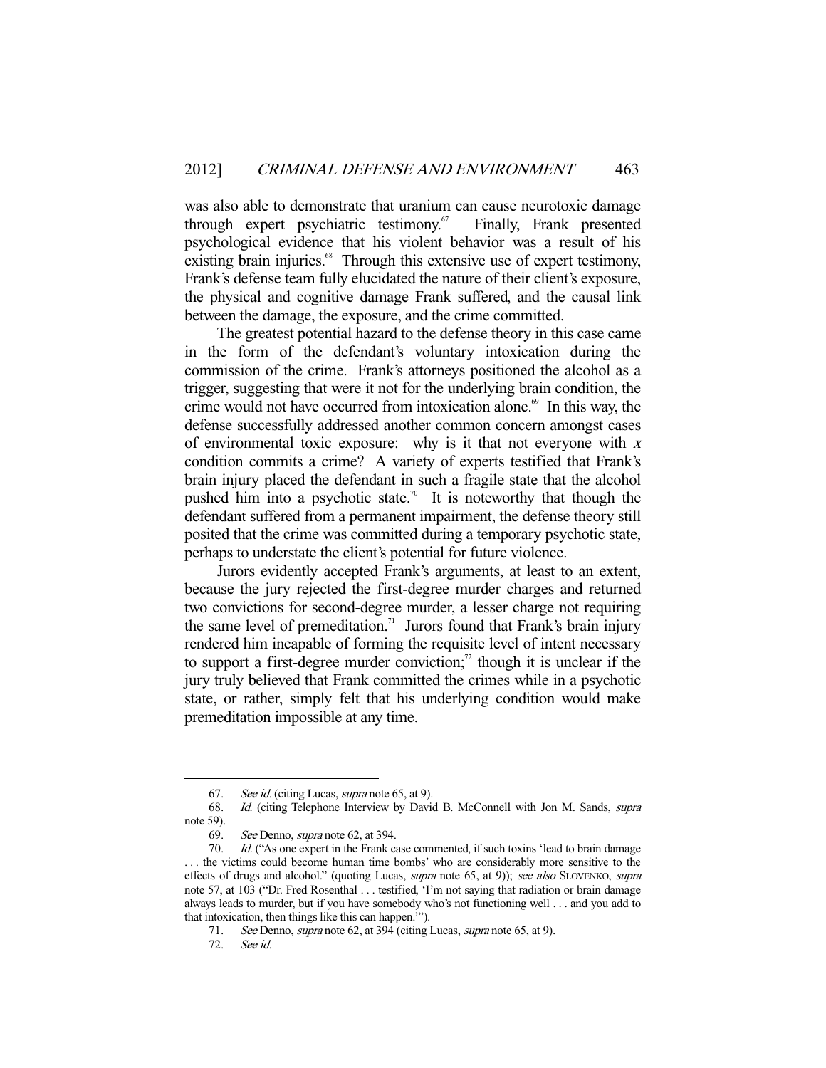was also able to demonstrate that uranium can cause neurotoxic damage through expert psychiatric testimony.[67] Finally, Frank presented psychological evidence that his violent behavior was a result of his existing brain injuries.[68] Through this extensive use of expert testimony, Frank's defense team fully elucidated the nature of their client's exposure, the physical and cognitive damage Frank suffered, and the causal link between the damage, the exposure, and the crime committed.

The greatest potential hazard to the defense theory in this case came in the form of the defendant's voluntary intoxication during the commission of the crime. Frank's attorneys positioned the alcohol as a trigger, suggesting that were it not for the underlying brain condition, the crime would not have occurred from intoxication alone.[69] In this way, the defense successfully addressed another common concern amongst cases of environmental toxic exposure: why is it that not everyone with *x* condition commits a crime? A variety of experts testified that Frank's brain injury placed the defendant in such a fragile state that the alcohol pushed him into a psychotic state.[70] It is noteworthy that though the defendant suffered from a permanent impairment, the defense theory still posited that the crime was committed during a temporary psychotic state, perhaps to understate the client's potential for future violence.

Jurors evidently accepted Frank's arguments, at least to an extent, because the jury rejected the first-degree murder charges and returned two convictions for second-degree murder, a lesser charge not requiring the same level of premeditation.[71] Jurors found that Frank's brain injury rendered him incapable of forming the requisite level of intent necessary to support a first-degree murder conviction;[72] though it is unclear if the jury truly believed that Frank committed the crimes while in a psychotic state, or rather, simply felt that his underlying condition would make premeditation impossible at any time.

---

67. *See id.* (citing Lucas, *supra* note 65, at 9).

68. *Id.* (citing Telephone Interview by David B. McConnell with Jon M. Sands, *supra* note 59).

69. *See* Denno, *supra* note 62, at 394.

70. *Id.* ("As one expert in the Frank case commented, if such toxins 'lead to brain damage . . . the victims could become human time bombs' who are considerably more sensitive to the effects of drugs and alcohol." (quoting Lucas, *supra* note 65, at 9)); *see also* SLOVENKO, *supra* note 57, at 103 ("Dr. Fred Rosenthal . . . testified, 'I'm not saying that radiation or brain damage always leads to murder, but if you have somebody who's not functioning well . . . and you add to that intoxication, then things like this can happen.'").

71. *See* Denno, *supra* note 62, at 394 (citing Lucas, *supra* note 65, at 9).

72. *See id.*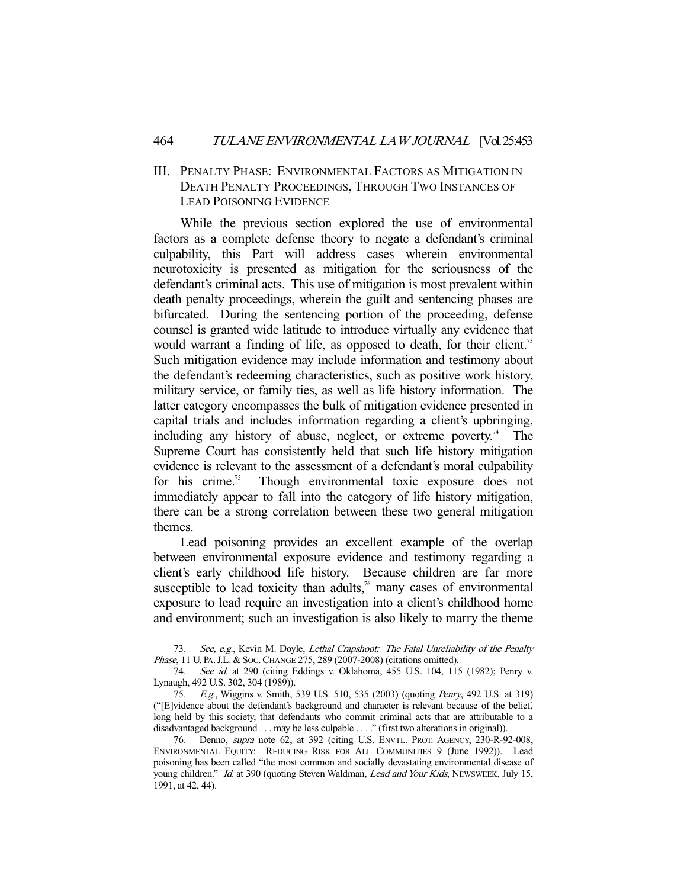## III. PENALTY PHASE: ENVIRONMENTAL FACTORS AS MITIGATION IN DEATH PENALTY PROCEEDINGS, THROUGH TWO INSTANCES OF LEAD POISONING EVIDENCE

While the previous section explored the use of environmental factors as a complete defense theory to negate a defendant's criminal culpability, this Part will address cases wherein environmental neurotoxicity is presented as mitigation for the seriousness of the defendant's criminal acts. This use of mitigation is most prevalent within death penalty proceedings, wherein the guilt and sentencing phases are bifurcated. During the sentencing portion of the proceeding, defense counsel is granted wide latitude to introduce virtually any evidence that would warrant a finding of life, as opposed to death, for their client.[73] Such mitigation evidence may include information and testimony about the defendant's redeeming characteristics, such as positive work history, military service, or family ties, as well as life history information. The latter category encompasses the bulk of mitigation evidence presented in capital trials and includes information regarding a client's upbringing, including any history of abuse, neglect, or extreme poverty.[74] The Supreme Court has consistently held that such life history mitigation evidence is relevant to the assessment of a defendant's moral culpability for his crime.[75] Though environmental toxic exposure does not immediately appear to fall into the category of life history mitigation, there can be a strong correlation between these two general mitigation themes.

Lead poisoning provides an excellent example of the overlap between environmental exposure evidence and testimony regarding a client's early childhood life history. Because children are far more susceptible to lead toxicity than adults,[76] many cases of environmental exposure to lead require an investigation into a client's childhood home and environment; such an investigation is also likely to marry the theme

---

73. *See, e.g.*, Kevin M. Doyle, *Lethal Crapshoot: The Fatal Unreliability of the Penalty Phase*, 11 U. PA. J.L. & SOC. CHANGE 275, 289 (2007-2008) (citations omitted).

74. *See id.* at 290 (citing Eddings v. Oklahoma, 455 U.S. 104, 115 (1982); Penry v. Lynaugh, 492 U.S. 302, 304 (1989)).

75. *E.g.*, Wiggins v. Smith, 539 U.S. 510, 535 (2003) (quoting *Penry*, 492 U.S. at 319) ("[E]vidence about the defendant's background and character is relevant because of the belief, long held by this society, that defendants who commit criminal acts that are attributable to a disadvantaged background . . . may be less culpable . . . ." (first two alterations in original)).

76. Denno, *supra* note 62, at 392 (citing U.S. ENVTL. PROT. AGENCY, 230-R-92-008, ENVIRONMENTAL EQUITY: REDUCING RISK FOR ALL COMMUNITIES 9 (June 1992)). Lead poisoning has been called "the most common and socially devastating environmental disease of young children." *Id.* at 390 (quoting Steven Waldman, *Lead and Your Kids*, NEWSWEEK, July 15, 1991, at 42, 44).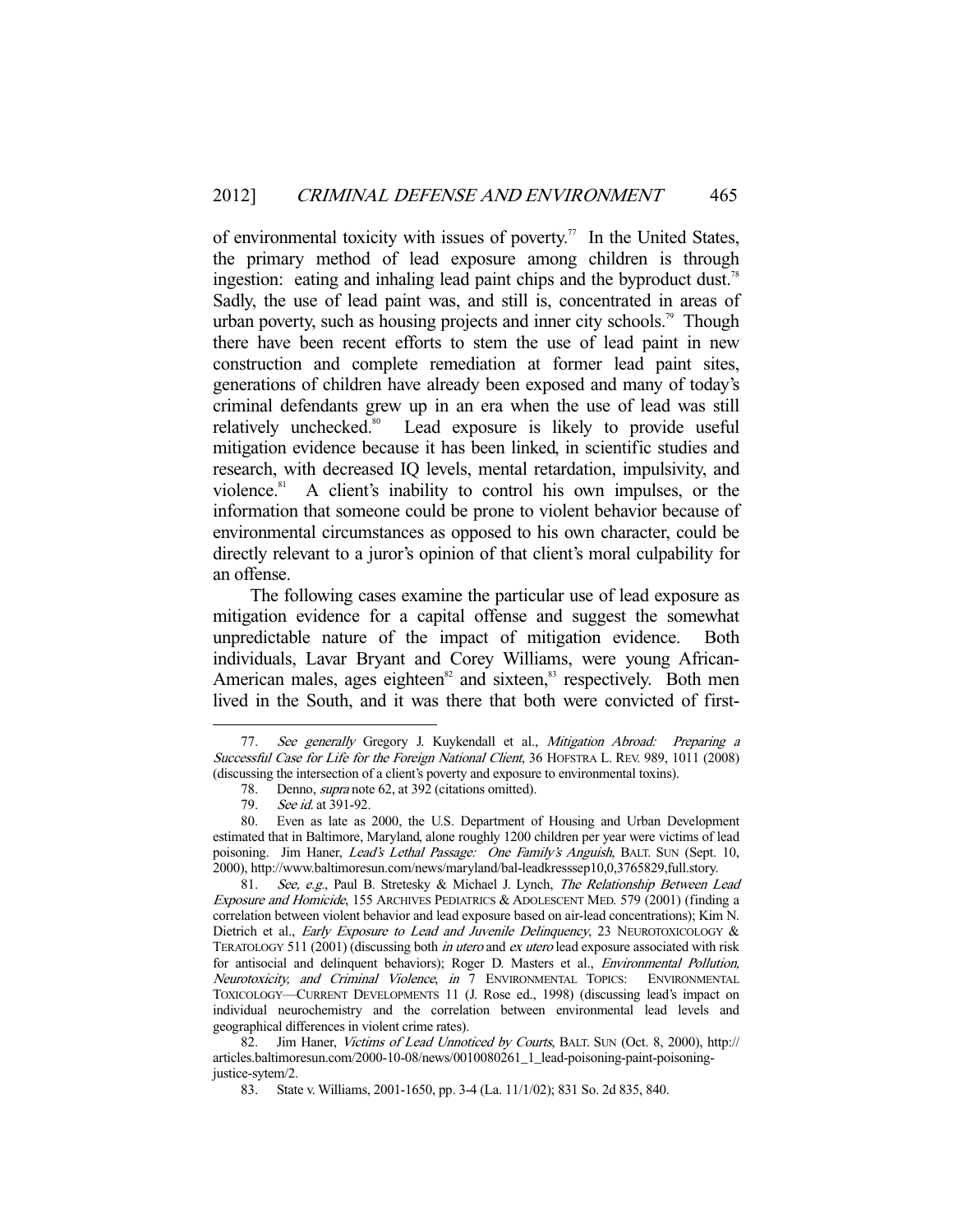of environmental toxicity with issues of poverty.[77] In the United States, the primary method of lead exposure among children is through ingestion: eating and inhaling lead paint chips and the byproduct dust.[78] Sadly, the use of lead paint was, and still is, concentrated in areas of urban poverty, such as housing projects and inner city schools.[79] Though there have been recent efforts to stem the use of lead paint in new construction and complete remediation at former lead paint sites, generations of children have already been exposed and many of today's criminal defendants grew up in an era when the use of lead was still relatively unchecked.[80] Lead exposure is likely to provide useful mitigation evidence because it has been linked, in scientific studies and research, with decreased IQ levels, mental retardation, impulsivity, and violence.[81] A client's inability to control his own impulses, or the information that someone could be prone to violent behavior because of environmental circumstances as opposed to his own character, could be directly relevant to a juror's opinion of that client's moral culpability for an offense.

The following cases examine the particular use of lead exposure as mitigation evidence for a capital offense and suggest the somewhat unpredictable nature of the impact of mitigation evidence. Both individuals, Lavar Bryant and Corey Williams, were young African-American males, ages eighteen[82] and sixteen,[83] respectively. Both men lived in the South, and it was there that both were convicted of first-

---

77. *See generally* Gregory J. Kuykendall et al., *Mitigation Abroad: Preparing a Successful Case for Life for the Foreign National Client*, 36 HOFSTRA L. REV. 989, 1011 (2008) (discussing the intersection of a client's poverty and exposure to environmental toxins).

78. Denno, *supra* note 62, at 392 (citations omitted).

79. *See id.* at 391-92.

80. Even as late as 2000, the U.S. Department of Housing and Urban Development estimated that in Baltimore, Maryland, alone roughly 1200 children per year were victims of lead poisoning. Jim Haner, *Lead's Lethal Passage: One Family's Anguish*, BALT. SUN (Sept. 10, 2000), http://www.baltimoresun.com/news/maryland/bal-leadkresssep10,0,3765829,full.story.

81. *See, e.g.*, Paul B. Stretesky & Michael J. Lynch, *The Relationship Between Lead Exposure and Homicide*, 155 ARCHIVES PEDIATRICS & ADOLESCENT MED. 579 (2001) (finding a correlation between violent behavior and lead exposure based on air-lead concentrations); Kim N. Dietrich et al., *Early Exposure to Lead and Juvenile Delinquency*, 23 NEUROTOXICOLOGY & TERATOLOGY 511 (2001) (discussing both *in utero* and *ex utero* lead exposure associated with risk for antisocial and delinquent behaviors); Roger D. Masters et al., *Environmental Pollution, Neurotoxicity, and Criminal Violence*, *in* 7 ENVIRONMENTAL TOPICS: ENVIRONMENTAL TOXICOLOGY—CURRENT DEVELOPMENTS 11 (J. Rose ed., 1998) (discussing lead's impact on individual neurochemistry and the correlation between environmental lead levels and geographical differences in violent crime rates).

82. Jim Haner, *Victims of Lead Unnoticed by Courts*, BALT. SUN (Oct. 8, 2000), http://articles.baltimoresun.com/2000-10-08/news/0010080261_1_lead-poisoning-paint-poisoning-justice-sytem/2.

83. State v. Williams, 2001-1650, pp. 3-4 (La. 11/1/02); 831 So. 2d 835, 840.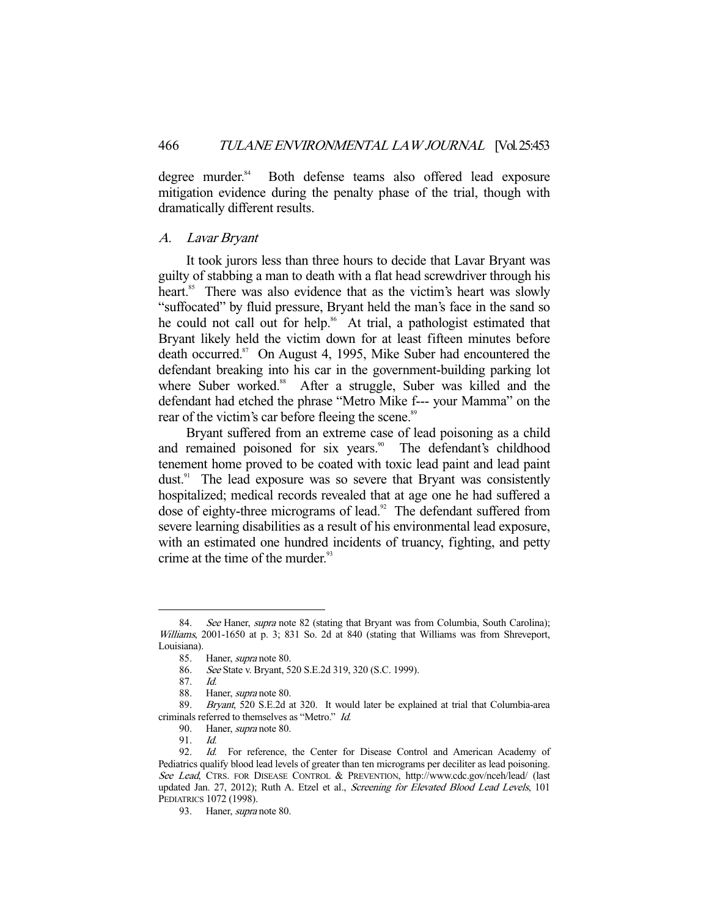degree murder.[84] Both defense teams also offered lead exposure mitigation evidence during the penalty phase of the trial, though with dramatically different results.

### *A. Lavar Bryant*

It took jurors less than three hours to decide that Lavar Bryant was guilty of stabbing a man to death with a flat head screwdriver through his heart.[85] There was also evidence that as the victim's heart was slowly "suffocated" by fluid pressure, Bryant held the man's face in the sand so he could not call out for help.[86] At trial, a pathologist estimated that Bryant likely held the victim down for at least fifteen minutes before death occurred.[87] On August 4, 1995, Mike Suber had encountered the defendant breaking into his car in the government-building parking lot where Suber worked.[88] After a struggle, Suber was killed and the defendant had etched the phrase "Metro Mike f--- your Mamma" on the rear of the victim's car before fleeing the scene.[89]

Bryant suffered from an extreme case of lead poisoning as a child and remained poisoned for six years.[90] The defendant's childhood tenement home proved to be coated with toxic lead paint and lead paint dust.[91] The lead exposure was so severe that Bryant was consistently hospitalized; medical records revealed that at age one he had suffered a dose of eighty-three micrograms of lead.[92] The defendant suffered from severe learning disabilities as a result of his environmental lead exposure, with an estimated one hundred incidents of truancy, fighting, and petty crime at the time of the murder.[93]

---

84. *See* Haner, *supra* note 82 (stating that Bryant was from Columbia, South Carolina); *Williams*, 2001-1650 at p. 3; 831 So. 2d at 840 (stating that Williams was from Shreveport, Louisiana).

85. Haner, *supra* note 80.

86. *See* State v. Bryant, 520 S.E.2d 319, 320 (S.C. 1999).

87. *Id.*

88. Haner, *supra* note 80.

89. *Bryant*, 520 S.E.2d at 320. It would later be explained at trial that Columbia-area criminals referred to themselves as "Metro." *Id.*

90. Haner, *supra* note 80.

91. *Id.*

92. *Id.* For reference, the Center for Disease Control and American Academy of Pediatrics qualify blood lead levels of greater than ten micrograms per deciliter as lead poisoning. *See Lead*, CTRS. FOR DISEASE CONTROL & PREVENTION, http://www.cdc.gov/nceh/lead/ (last updated Jan. 27, 2012); Ruth A. Etzel et al., *Screening for Elevated Blood Lead Levels*, 101 PEDIATRICS 1072 (1998).

93. Haner, *supra* note 80.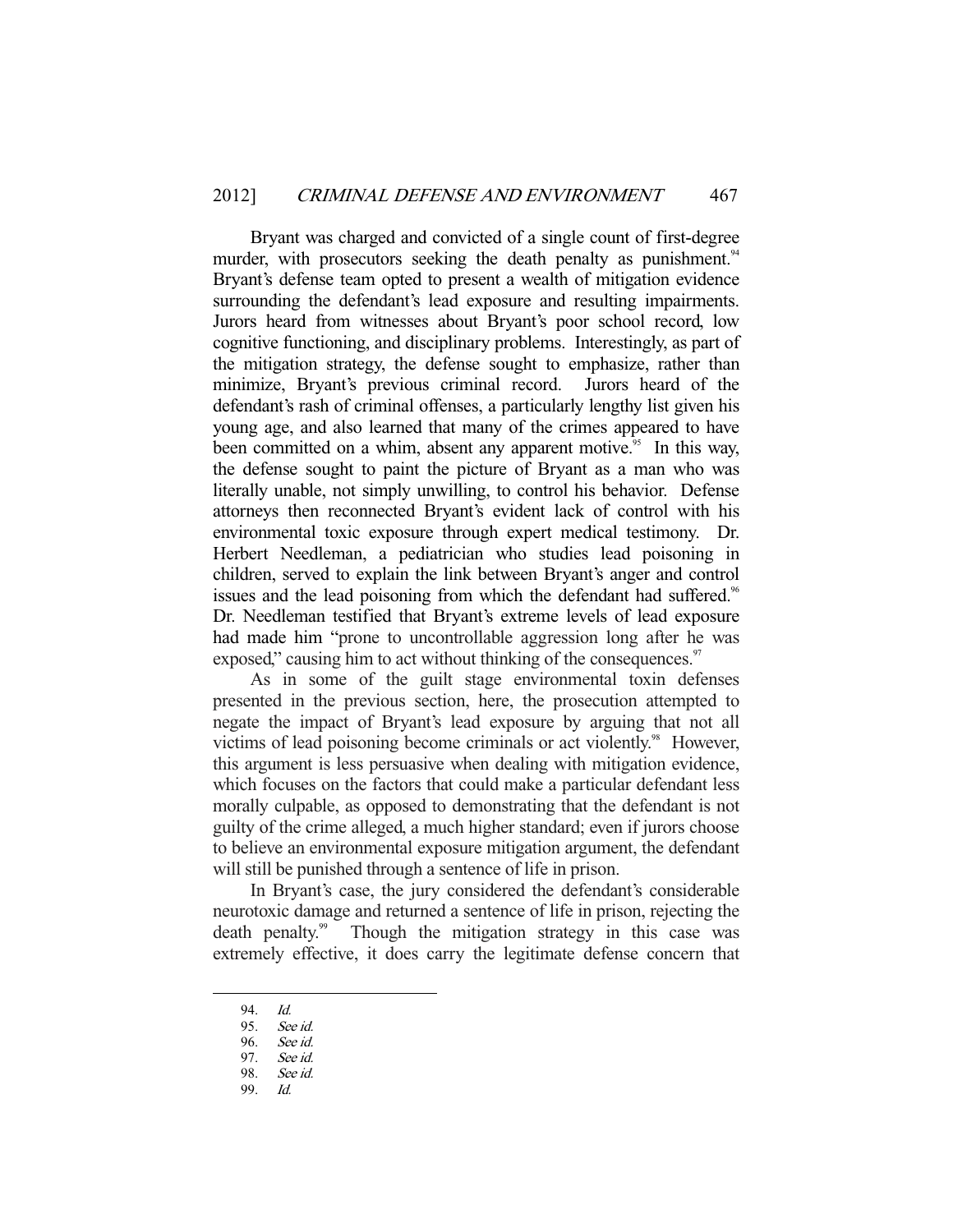Bryant was charged and convicted of a single count of first-degree murder, with prosecutors seeking the death penalty as punishment.[94] Bryant's defense team opted to present a wealth of mitigation evidence surrounding the defendant's lead exposure and resulting impairments. Jurors heard from witnesses about Bryant's poor school record, low cognitive functioning, and disciplinary problems. Interestingly, as part of the mitigation strategy, the defense sought to emphasize, rather than minimize, Bryant's previous criminal record. Jurors heard of the defendant's rash of criminal offenses, a particularly lengthy list given his young age, and also learned that many of the crimes appeared to have been committed on a whim, absent any apparent motive.[95] In this way, the defense sought to paint the picture of Bryant as a man who was literally unable, not simply unwilling, to control his behavior. Defense attorneys then reconnected Bryant's evident lack of control with his environmental toxic exposure through expert medical testimony. Dr. Herbert Needleman, a pediatrician who studies lead poisoning in children, served to explain the link between Bryant's anger and control issues and the lead poisoning from which the defendant had suffered.[96] Dr. Needleman testified that Bryant's extreme levels of lead exposure had made him "prone to uncontrollable aggression long after he was exposed," causing him to act without thinking of the consequences.[97]

As in some of the guilt stage environmental toxin defenses presented in the previous section, here, the prosecution attempted to negate the impact of Bryant's lead exposure by arguing that not all victims of lead poisoning become criminals or act violently.[98] However, this argument is less persuasive when dealing with mitigation evidence, which focuses on the factors that could make a particular defendant less morally culpable, as opposed to demonstrating that the defendant is not guilty of the crime alleged, a much higher standard; even if jurors choose to believe an environmental exposure mitigation argument, the defendant will still be punished through a sentence of life in prison.

In Bryant's case, the jury considered the defendant's considerable neurotoxic damage and returned a sentence of life in prison, rejecting the death penalty.[99] Though the mitigation strategy in this case was extremely effective, it does carry the legitimate defense concern that

94. *Id.*
95. *See id.*
96. *See id.*
97. *See id.*
98. *See id.*
99. *Id.*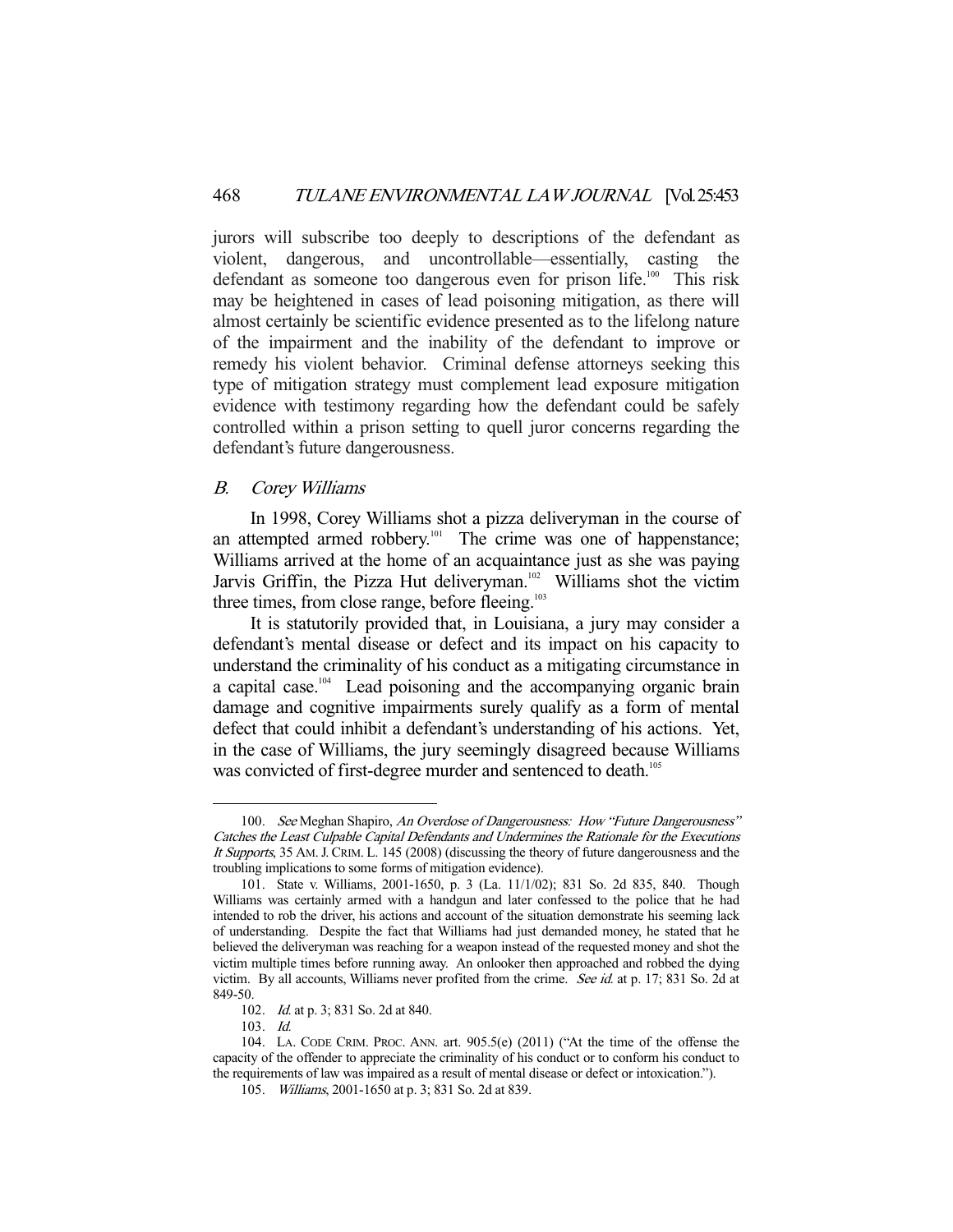jurors will subscribe too deeply to descriptions of the defendant as violent, dangerous, and uncontrollable—essentially, casting the defendant as someone too dangerous even for prison life.[100] This risk may be heightened in cases of lead poisoning mitigation, as there will almost certainly be scientific evidence presented as to the lifelong nature of the impairment and the inability of the defendant to improve or remedy his violent behavior. Criminal defense attorneys seeking this type of mitigation strategy must complement lead exposure mitigation evidence with testimony regarding how the defendant could be safely controlled within a prison setting to quell juror concerns regarding the defendant's future dangerousness.

### *B. Corey Williams*

In 1998, Corey Williams shot a pizza deliveryman in the course of an attempted armed robbery.[101] The crime was one of happenstance; Williams arrived at the home of an acquaintance just as she was paying Jarvis Griffin, the Pizza Hut deliveryman.[102] Williams shot the victim three times, from close range, before fleeing.[103]

It is statutorily provided that, in Louisiana, a jury may consider a defendant's mental disease or defect and its impact on his capacity to understand the criminality of his conduct as a mitigating circumstance in a capital case.[104] Lead poisoning and the accompanying organic brain damage and cognitive impairments surely qualify as a form of mental defect that could inhibit a defendant's understanding of his actions. Yet, in the case of Williams, the jury seemingly disagreed because Williams was convicted of first-degree murder and sentenced to death.[105]

---

100. *See* Meghan Shapiro, *An Overdose of Dangerousness: How "Future Dangerousness" Catches the Least Culpable Capital Defendants and Undermines the Rationale for the Executions It Supports*, 35 AM. J. CRIM. L. 145 (2008) (discussing the theory of future dangerousness and the troubling implications to some forms of mitigation evidence).

101. State v. Williams, 2001-1650, p. 3 (La. 11/1/02); 831 So. 2d 835, 840. Though Williams was certainly armed with a handgun and later confessed to the police that he had intended to rob the driver, his actions and account of the situation demonstrate his seeming lack of understanding. Despite the fact that Williams had just demanded money, he stated that he believed the deliveryman was reaching for a weapon instead of the requested money and shot the victim multiple times before running away. An onlooker then approached and robbed the dying victim. By all accounts, Williams never profited from the crime. *See id.* at p. 17; 831 So. 2d at 849-50.

102. *Id.* at p. 3; 831 So. 2d at 840.

103. *Id.*

104. LA. CODE CRIM. PROC. ANN. art. 905.5(e) (2011) ("At the time of the offense the capacity of the offender to appreciate the criminality of his conduct or to conform his conduct to the requirements of law was impaired as a result of mental disease or defect or intoxication.").

105. *Williams*, 2001-1650 at p. 3; 831 So. 2d at 839.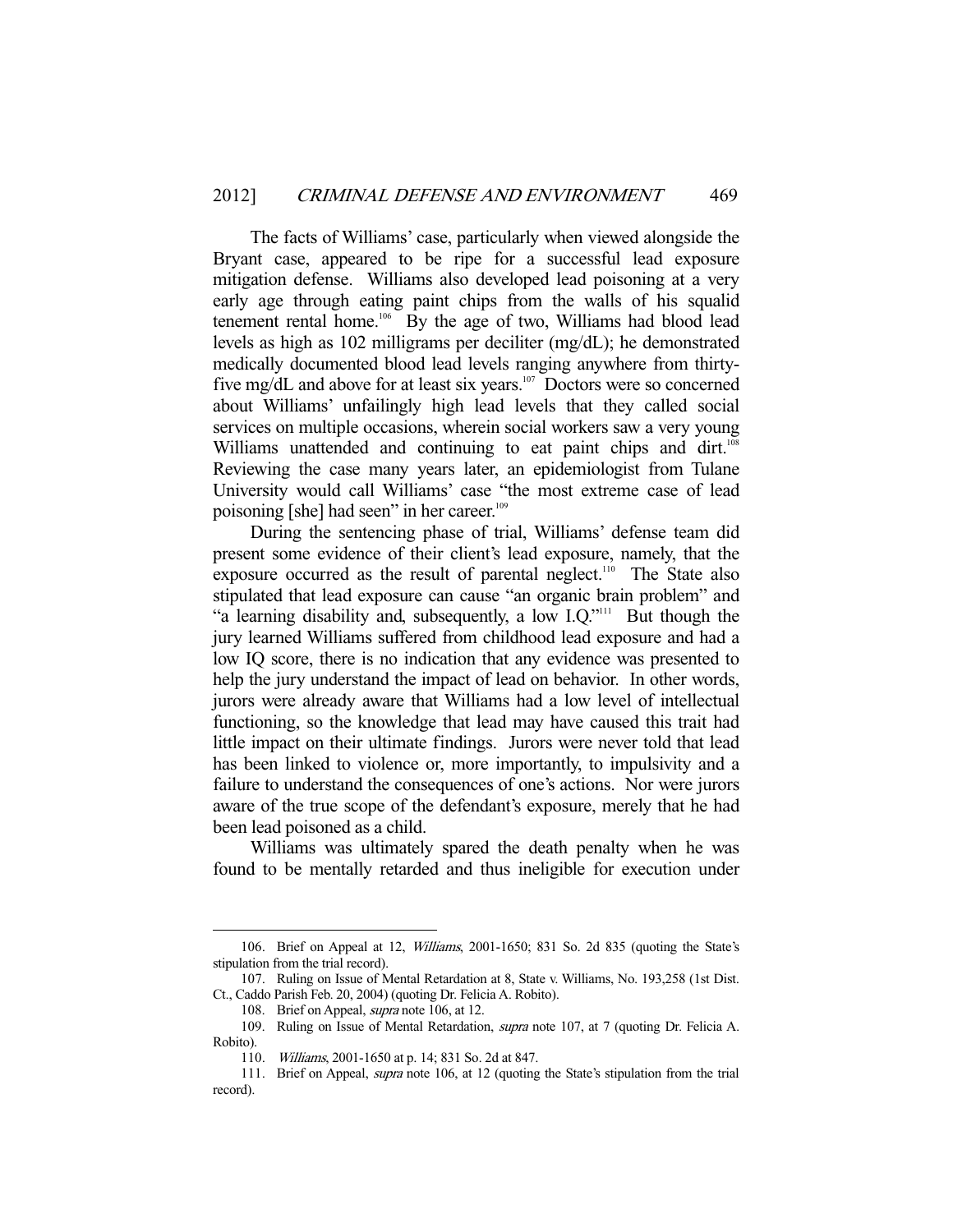The facts of Williams' case, particularly when viewed alongside the Bryant case, appeared to be ripe for a successful lead exposure mitigation defense. Williams also developed lead poisoning at a very early age through eating paint chips from the walls of his squalid tenement rental home.[106] By the age of two, Williams had blood lead levels as high as 102 milligrams per deciliter (mg/dL); he demonstrated medically documented blood lead levels ranging anywhere from thirty-five mg/dL and above for at least six years.[107] Doctors were so concerned about Williams' unfailingly high lead levels that they called social services on multiple occasions, wherein social workers saw a very young Williams unattended and continuing to eat paint chips and dirt.[108] Reviewing the case many years later, an epidemiologist from Tulane University would call Williams' case "the most extreme case of lead poisoning [she] had seen" in her career.[109]

During the sentencing phase of trial, Williams' defense team did present some evidence of their client's lead exposure, namely, that the exposure occurred as the result of parental neglect.[110] The State also stipulated that lead exposure can cause "an organic brain problem" and "a learning disability and, subsequently, a low I.Q."[111] But though the jury learned Williams suffered from childhood lead exposure and had a low IQ score, there is no indication that any evidence was presented to help the jury understand the impact of lead on behavior. In other words, jurors were already aware that Williams had a low level of intellectual functioning, so the knowledge that lead may have caused this trait had little impact on their ultimate findings. Jurors were never told that lead has been linked to violence or, more importantly, to impulsivity and a failure to understand the consequences of one's actions. Nor were jurors aware of the true scope of the defendant's exposure, merely that he had been lead poisoned as a child.

Williams was ultimately spared the death penalty when he was found to be mentally retarded and thus ineligible for execution under

---

106. Brief on Appeal at 12, *Williams*, 2001-1650; 831 So. 2d 835 (quoting the State's stipulation from the trial record).

107. Ruling on Issue of Mental Retardation at 8, State v. Williams, No. 193,258 (1st Dist. Ct., Caddo Parish Feb. 20, 2004) (quoting Dr. Felicia A. Robito).

108. Brief on Appeal, *supra* note 106, at 12.

109. Ruling on Issue of Mental Retardation, *supra* note 107, at 7 (quoting Dr. Felicia A. Robito).

110. *Williams*, 2001-1650 at p. 14; 831 So. 2d at 847.

111. Brief on Appeal, *supra* note 106, at 12 (quoting the State's stipulation from the trial record).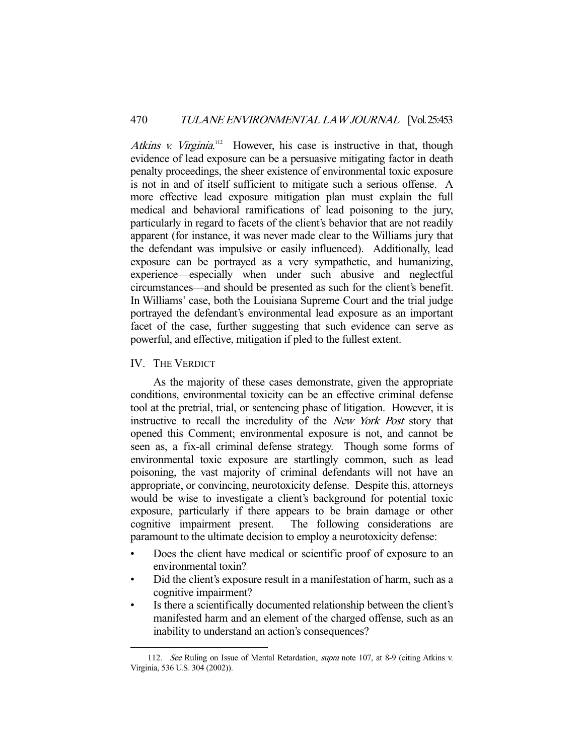*Atkins v. Virginia*.[112] However, his case is instructive in that, though evidence of lead exposure can be a persuasive mitigating factor in death penalty proceedings, the sheer existence of environmental toxic exposure is not in and of itself sufficient to mitigate such a serious offense. A more effective lead exposure mitigation plan must explain the full medical and behavioral ramifications of lead poisoning to the jury, particularly in regard to facets of the client's behavior that are not readily apparent (for instance, it was never made clear to the Williams jury that the defendant was impulsive or easily influenced). Additionally, lead exposure can be portrayed as a very sympathetic, and humanizing, experience—especially when under such abusive and neglectful circumstances—and should be presented as such for the client's benefit. In Williams' case, both the Louisiana Supreme Court and the trial judge portrayed the defendant's environmental lead exposure as an important facet of the case, further suggesting that such evidence can serve as powerful, and effective, mitigation if pled to the fullest extent.

## IV. THE VERDICT

As the majority of these cases demonstrate, given the appropriate conditions, environmental toxicity can be an effective criminal defense tool at the pretrial, trial, or sentencing phase of litigation. However, it is instructive to recall the incredulity of the *New York Post* story that opened this Comment; environmental exposure is not, and cannot be seen as, a fix-all criminal defense strategy. Though some forms of environmental toxic exposure are startlingly common, such as lead poisoning, the vast majority of criminal defendants will not have an appropriate, or convincing, neurotoxicity defense. Despite this, attorneys would be wise to investigate a client's background for potential toxic exposure, particularly if there appears to be brain damage or other cognitive impairment present. The following considerations are paramount to the ultimate decision to employ a neurotoxicity defense:

- Does the client have medical or scientific proof of exposure to an environmental toxin?
- Did the client's exposure result in a manifestation of harm, such as a cognitive impairment?
- Is there a scientifically documented relationship between the client's manifested harm and an element of the charged offense, such as an inability to understand an action's consequences?

---

112. *See* Ruling on Issue of Mental Retardation, *supra* note 107, at 8-9 (citing Atkins v. Virginia, 536 U.S. 304 (2002)).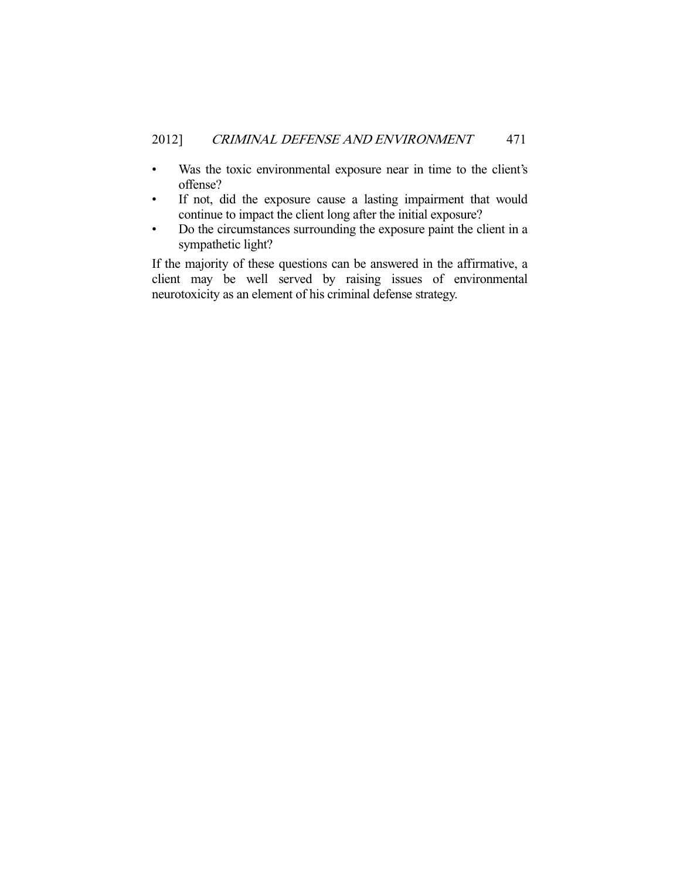- Was the toxic environmental exposure near in time to the client's offense?
- If not, did the exposure cause a lasting impairment that would continue to impact the client long after the initial exposure?
- Do the circumstances surrounding the exposure paint the client in a sympathetic light?

If the majority of these questions can be answered in the affirmative, a client may be well served by raising issues of environmental neurotoxicity as an element of his criminal defense strategy.